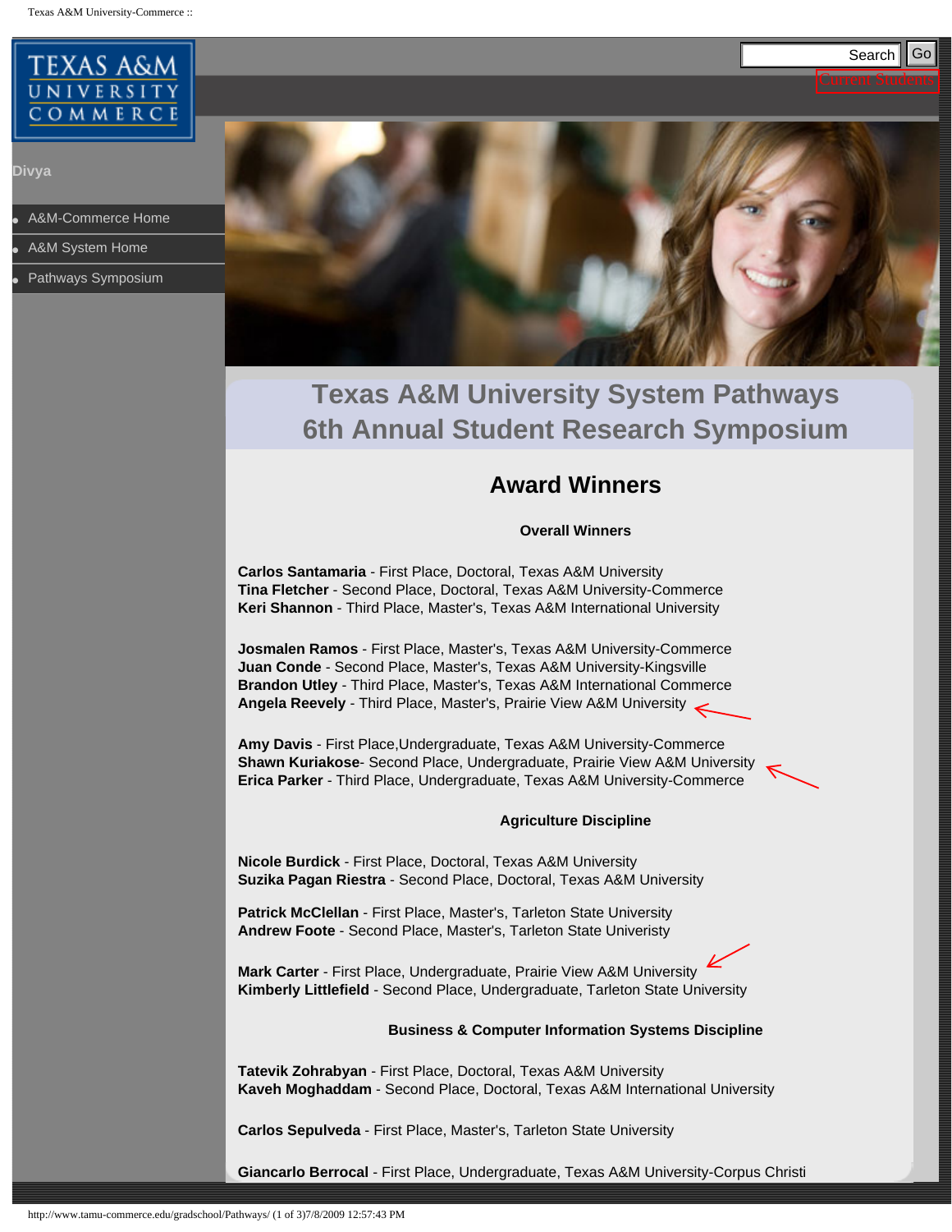TEXAS A&M UNIVERSITY COMMERCE

Search Go

Current Students

Divya

- A&M-Commerce Home
- A&M System Home
- Pathways Symposium

# Texas A&M University System Pathways 6th Annual Student Research Symposium

## Award Winners

### Overall Winners

**Carlos Santamaria** - First Place, Doctoral, Texas A&M University
**Tina Fletcher** - Second Place, Doctoral, Texas A&M University-Commerce
**Keri Shannon** - Third Place, Master's, Texas A&M International University

**Josmalen Ramos** - First Place, Master's, Texas A&M University-Commerce
**Juan Conde** - Second Place, Master's, Texas A&M University-Kingsville
**Brandon Utley** - Third Place, Master's, Texas A&M International Commerce
**Angela Reevely** - Third Place, Master's, Prairie View A&M University

**Amy Davis** - First Place,Undergraduate, Texas A&M University-Commerce
**Shawn Kuriakose**- Second Place, Undergraduate, Prairie View A&M University
**Erica Parker** - Third Place, Undergraduate, Texas A&M University-Commerce

### Agriculture Discipline

**Nicole Burdick** - First Place, Doctoral, Texas A&M University
**Suzika Pagan Riestra** - Second Place, Doctoral, Texas A&M University

**Patrick McClellan** - First Place, Master's, Tarleton State University
**Andrew Foote** - Second Place, Master's, Tarleton State Univeristy

**Mark Carter** - First Place, Undergraduate, Prairie View A&M University
**Kimberly Littlefield** - Second Place, Undergraduate, Tarleton State University

### Business & Computer Information Systems Discipline

**Tatevik Zohrabyan** - First Place, Doctoral, Texas A&M University
**Kaveh Moghaddam** - Second Place, Doctoral, Texas A&M International University

**Carlos Sepulveda** - First Place, Master's, Tarleton State University

**Giancarlo Berrocal** - First Place, Undergraduate, Texas A&M University-Corpus Christi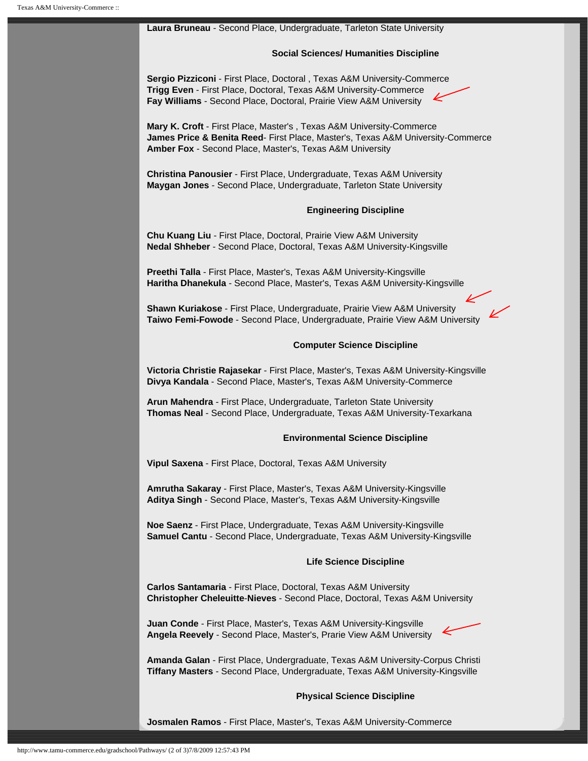**Laura Bruneau** - Second Place, Undergraduate, Tarleton State University

### Social Sciences/ Humanities Discipline

**Sergio Pizziconi** - First Place, Doctoral , Texas A&M University-Commerce
**Trigg Even** - First Place, Doctoral, Texas A&M University-Commerce
**Fay Williams** - Second Place, Doctoral, Prairie View A&M University

**Mary K. Croft** - First Place, Master's , Texas A&M University-Commerce
**James Price & Benita Reed**- First Place, Master's, Texas A&M University-Commerce
**Amber Fox** - Second Place, Master's, Texas A&M University

**Christina Panousier** - First Place, Undergraduate, Texas A&M University
**Maygan Jones** - Second Place, Undergraduate, Tarleton State University

### Engineering Discipline

**Chu Kuang Liu** - First Place, Doctoral, Prairie View A&M University
**Nedal Shheber** - Second Place, Doctoral, Texas A&M University-Kingsville

**Preethi Talla** - First Place, Master's, Texas A&M University-Kingsville
**Haritha Dhanekula** - Second Place, Master's, Texas A&M University-Kingsville

**Shawn Kuriakose** - First Place, Undergraduate, Prairie View A&M University
**Taiwo Femi-Fowode** - Second Place, Undergraduate, Prairie View A&M University

### Computer Science Discipline

**Victoria Christie Rajasekar** - First Place, Master's, Texas A&M University-Kingsville
**Divya Kandala** - Second Place, Master's, Texas A&M University-Commerce

**Arun Mahendra** - First Place, Undergraduate, Tarleton State University
**Thomas Neal** - Second Place, Undergraduate, Texas A&M University-Texarkana

### Environmental Science Discipline

**Vipul Saxena** - First Place, Doctoral, Texas A&M University

**Amrutha Sakaray** - First Place, Master's, Texas A&M University-Kingsville
**Aditya Singh** - Second Place, Master's, Texas A&M University-Kingsville

**Noe Saenz** - First Place, Undergraduate, Texas A&M University-Kingsville
**Samuel Cantu** - Second Place, Undergraduate, Texas A&M University-Kingsville

### Life Science Discipline

**Carlos Santamaria** - First Place, Doctoral, Texas A&M University
**Christopher Cheleuitte-Nieves** - Second Place, Doctoral, Texas A&M University

**Juan Conde** - First Place, Master's, Texas A&M University-Kingsville
**Angela Reevely** - Second Place, Master's, Prarie View A&M University

**Amanda Galan** - First Place, Undergraduate, Texas A&M University-Corpus Christi
**Tiffany Masters** - Second Place, Undergraduate, Texas A&M University-Kingsville

### Physical Science Discipline

**Josmalen Ramos** - First Place, Master's, Texas A&M University-Commerce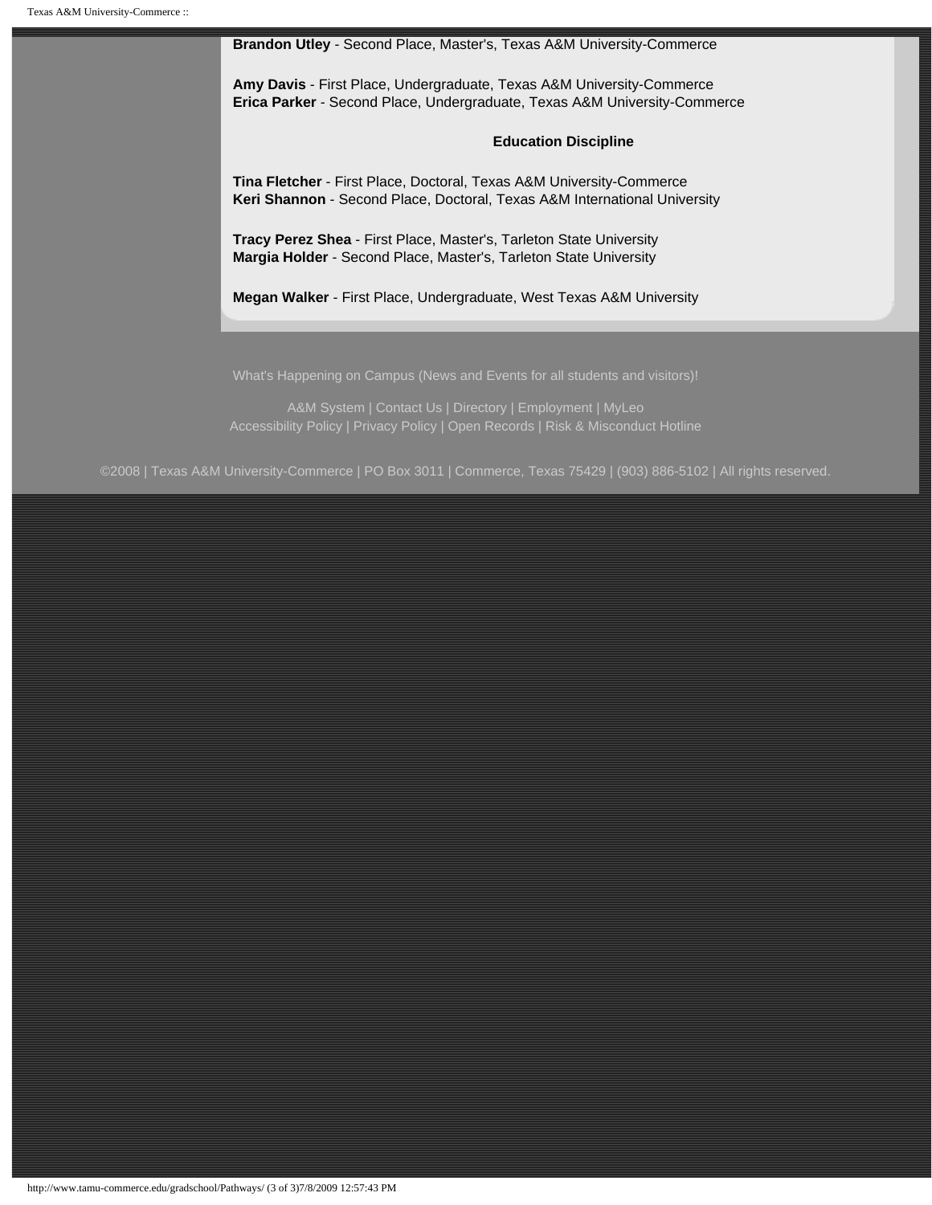**Brandon Utley** - Second Place, Master's, Texas A&M University-Commerce

**Amy Davis** - First Place, Undergraduate, Texas A&M University-Commerce
**Erica Parker** - Second Place, Undergraduate, Texas A&M University-Commerce

### Education Discipline

**Tina Fletcher** - First Place, Doctoral, Texas A&M University-Commerce
**Keri Shannon** - Second Place, Doctoral, Texas A&M International University

**Tracy Perez Shea** - First Place, Master's, Tarleton State University
**Margia Holder** - Second Place, Master's, Tarleton State University

**Megan Walker** - First Place, Undergraduate, West Texas A&M University

What's Happening on Campus (News and Events for all students and visitors)!

A&M System | Contact Us | Directory | Employment | MyLeo
Accessibility Policy | Privacy Policy | Open Records | Risk & Misconduct Hotline

©2008 | Texas A&M University-Commerce | PO Box 3011 | Commerce, Texas 75429 | (903) 886-5102 | All rights reserved.